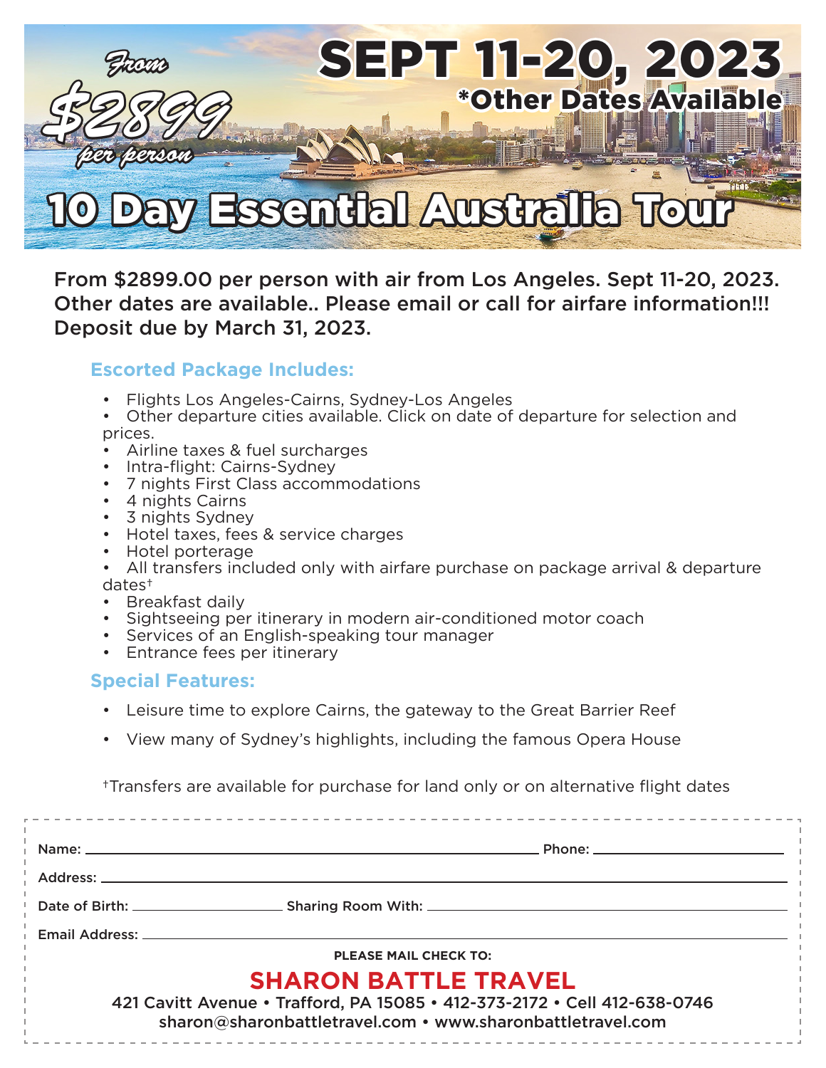From

**$2899**

per person

# SEPT 11-20, 2023

**\*Other Dates Available**

# 10 Day Essential Australia Tour

**From $2899.00 per person with air from Los Angeles. Sept 11-20, 2023. Other dates are available.. Please email or call for airfare information!!! Deposit due by March 31, 2023.**

### Escorted Package Includes:

- Flights Los Angeles-Cairns, Sydney-Los Angeles
- Other departure cities available. Click on date of departure for selection and prices.
- Airline taxes & fuel surcharges
- Intra-flight: Cairns-Sydney
- 7 nights First Class accommodations
- 4 nights Cairns
- 3 nights Sydney
- Hotel taxes, fees & service charges
- Hotel porterage
- All transfers included only with airfare purchase on package arrival & departure dates†
- Breakfast daily
- Sightseeing per itinerary in modern air-conditioned motor coach
- Services of an English-speaking tour manager
- Entrance fees per itinerary

### Special Features:

- Leisure time to explore Cairns, the gateway to the Great Barrier Reef
- View many of Sydney's highlights, including the famous Opera House

†Transfers are available for purchase for land only or on alternative flight dates

---

Name: ______________________ Phone: ______________________

Address: ______________________

Date of Birth: ______________________ Sharing Room With: ______________________

Email Address: ______________________

**PLEASE MAIL CHECK TO:**

## SHARON BATTLE TRAVEL

421 Cavitt Avenue • Trafford, PA 15085 • 412-373-2172 • Cell 412-638-0746

sharon@sharonbattletravel.com • www.sharonbattletravel.com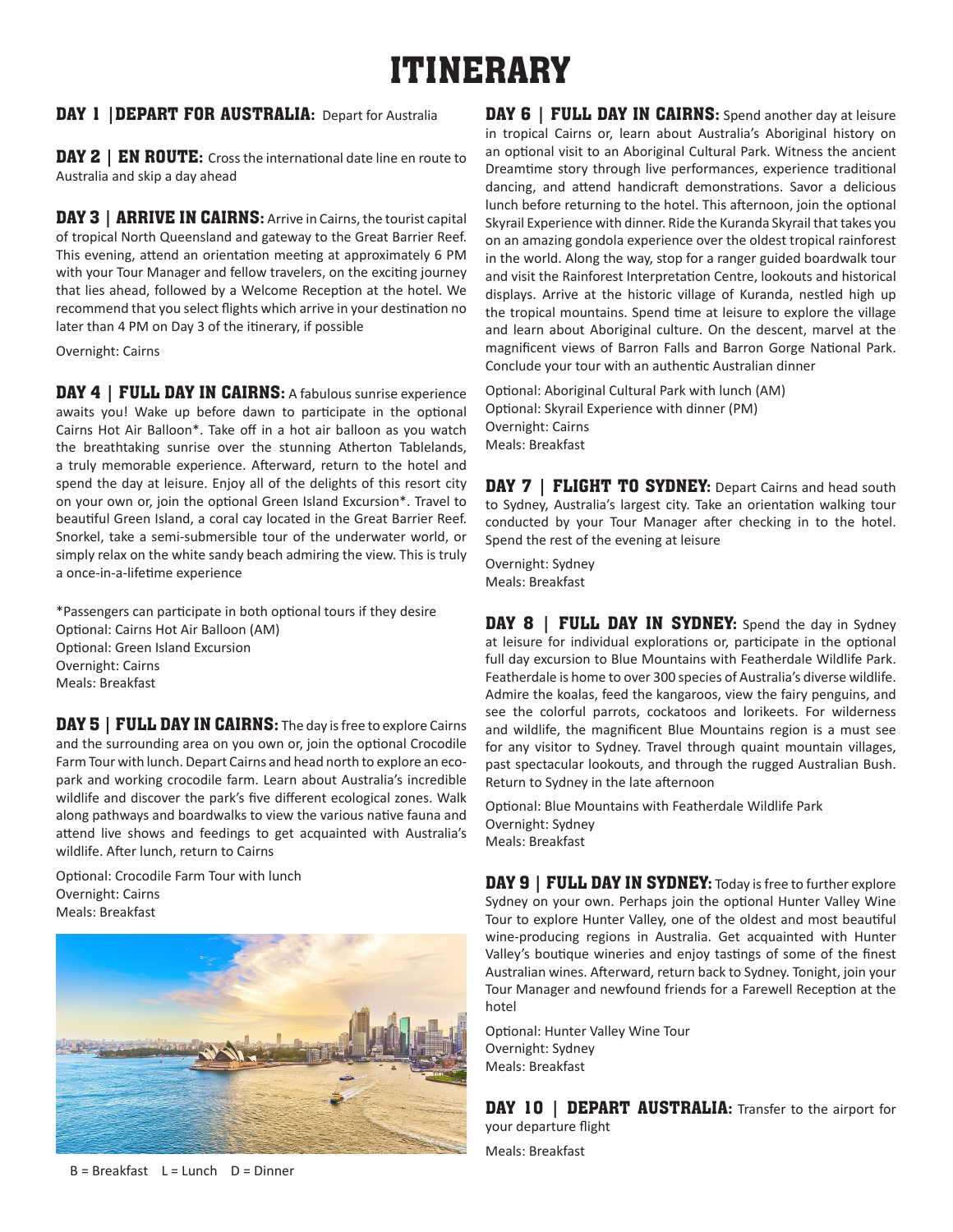# ITINERARY

**DAY 1 |DEPART FOR AUSTRALIA:** Depart for Australia

**DAY 2 | EN ROUTE:** Cross the international date line en route to Australia and skip a day ahead

**DAY 3 | ARRIVE IN CAIRNS:** Arrive in Cairns, the tourist capital of tropical North Queensland and gateway to the Great Barrier Reef. This evening, attend an orientation meeting at approximately 6 PM with your Tour Manager and fellow travelers, on the exciting journey that lies ahead, followed by a Welcome Reception at the hotel. We recommend that you select flights which arrive in your destination no later than 4 PM on Day 3 of the itinerary, if possible

Overnight: Cairns

**DAY 4 | FULL DAY IN CAIRNS:** A fabulous sunrise experience awaits you! Wake up before dawn to participate in the optional Cairns Hot Air Balloon*. Take off in a hot air balloon as you watch the breathtaking sunrise over the stunning Atherton Tablelands, a truly memorable experience. Afterward, return to the hotel and spend the day at leisure. Enjoy all of the delights of this resort city on your own or, join the optional Green Island Excursion*. Travel to beautiful Green Island, a coral cay located in the Great Barrier Reef. Snorkel, take a semi-submersible tour of the underwater world, or simply relax on the white sandy beach admiring the view. This is truly a once-in-a-lifetime experience

*Passengers can participate in both optional tours if they desire
Optional: Cairns Hot Air Balloon (AM)
Optional: Green Island Excursion
Overnight: Cairns
Meals: Breakfast

**DAY 5 | FULL DAY IN CAIRNS:** The day is free to explore Cairns and the surrounding area on you own or, join the optional Crocodile Farm Tour with lunch. Depart Cairns and head north to explore an eco-park and working crocodile farm. Learn about Australia's incredible wildlife and discover the park's five different ecological zones. Walk along pathways and boardwalks to view the various native fauna and attend live shows and feedings to get acquainted with Australia's wildlife. After lunch, return to Cairns

Optional: Crocodile Farm Tour with lunch
Overnight: Cairns
Meals: Breakfast

B = Breakfast L = Lunch D = Dinner

**DAY 6 | FULL DAY IN CAIRNS:** Spend another day at leisure in tropical Cairns or, learn about Australia's Aboriginal history on an optional visit to an Aboriginal Cultural Park. Witness the ancient Dreamtime story through live performances, experience traditional dancing, and attend handicraft demonstrations. Savor a delicious lunch before returning to the hotel. This afternoon, join the optional Skyrail Experience with dinner. Ride the Kuranda Skyrail that takes you on an amazing gondola experience over the oldest tropical rainforest in the world. Along the way, stop for a ranger guided boardwalk tour and visit the Rainforest Interpretation Centre, lookouts and historical displays. Arrive at the historic village of Kuranda, nestled high up the tropical mountains. Spend time at leisure to explore the village and learn about Aboriginal culture. On the descent, marvel at the magnificent views of Barron Falls and Barron Gorge National Park. Conclude your tour with an authentic Australian dinner

Optional: Aboriginal Cultural Park with lunch (AM)
Optional: Skyrail Experience with dinner (PM)
Overnight: Cairns
Meals: Breakfast

**DAY 7 | FLIGHT TO SYDNEY:** Depart Cairns and head south to Sydney, Australia's largest city. Take an orientation walking tour conducted by your Tour Manager after checking in to the hotel. Spend the rest of the evening at leisure

Overnight: Sydney
Meals: Breakfast

**DAY 8 | FULL DAY IN SYDNEY:** Spend the day in Sydney at leisure for individual explorations or, participate in the optional full day excursion to Blue Mountains with Featherdale Wildlife Park. Featherdale is home to over 300 species of Australia's diverse wildlife. Admire the koalas, feed the kangaroos, view the fairy penguins, and see the colorful parrots, cockatoos and lorikeets. For wilderness and wildlife, the magnificent Blue Mountains region is a must see for any visitor to Sydney. Travel through quaint mountain villages, past spectacular lookouts, and through the rugged Australian Bush. Return to Sydney in the late afternoon

Optional: Blue Mountains with Featherdale Wildlife Park
Overnight: Sydney
Meals: Breakfast

**DAY 9 | FULL DAY IN SYDNEY:** Today is free to further explore Sydney on your own. Perhaps join the optional Hunter Valley Wine Tour to explore Hunter Valley, one of the oldest and most beautiful wine-producing regions in Australia. Get acquainted with Hunter Valley's boutique wineries and enjoy tastings of some of the finest Australian wines. Afterward, return back to Sydney. Tonight, join your Tour Manager and newfound friends for a Farewell Reception at the hotel

Optional: Hunter Valley Wine Tour
Overnight: Sydney
Meals: Breakfast

**DAY 10 | DEPART AUSTRALIA:** Transfer to the airport for your departure flight

Meals: Breakfast